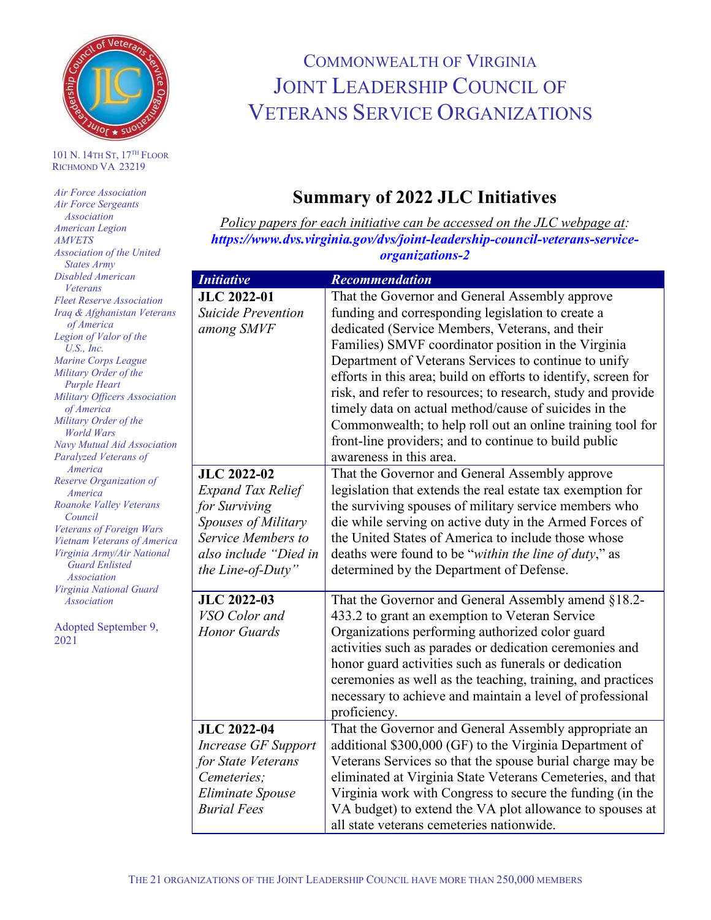# Commonwealth of Virginia
# Joint Leadership Council of Veterans Service Organizations

101 N. 14th St, 17th Floor
Richmond VA 23219

*Air Force Association*
*Air Force Sergeants Association*
*American Legion*
*AMVETS*
*Association of the United States Army*
*Disabled American Veterans*
*Fleet Reserve Association*
*Iraq & Afghanistan Veterans of America*
*Legion of Valor of the U.S., Inc.*
*Marine Corps League*
*Military Order of the Purple Heart*
*Military Officers Association of America*
*Military Order of the World Wars*
*Navy Mutual Aid Association*
*Paralyzed Veterans of America*
*Reserve Organization of America*
*Roanoke Valley Veterans Council*
*Veterans of Foreign Wars*
*Vietnam Veterans of America*
*Virginia Army/Air National Guard Enlisted Association*
*Virginia National Guard Association*

Adopted September 9, 2021

## Summary of 2022 JLC Initiatives

*Policy papers for each initiative can be accessed on the JLC webpage at:* ***https://www.dvs.virginia.gov/dvs/joint-leadership-council-veterans-service-organizations-2***

| *Initiative* | *Recommendation* |
|---|---|
| **JLC 2022-01** *Suicide Prevention among SMVF* | That the Governor and General Assembly approve funding and corresponding legislation to create a dedicated (Service Members, Veterans, and their Families) SMVF coordinator position in the Virginia Department of Veterans Services to continue to unify efforts in this area; build on efforts to identify, screen for risk, and refer to resources; to research, study and provide timely data on actual method/cause of suicides in the Commonwealth; to help roll out an online training tool for front-line providers; and to continue to build public awareness in this area. |
| **JLC 2022-02** *Expand Tax Relief for Surviving Spouses of Military Service Members to also include "Died in the Line-of-Duty"* | That the Governor and General Assembly approve legislation that extends the real estate tax exemption for the surviving spouses of military service members who die while serving on active duty in the Armed Forces of the United States of America to include those whose deaths were found to be "*within the line of duty*," as determined by the Department of Defense. |
| **JLC 2022-03** *VSO Color and Honor Guards* | That the Governor and General Assembly amend §18.2-433.2 to grant an exemption to Veteran Service Organizations performing authorized color guard activities such as parades or dedication ceremonies and honor guard activities such as funerals or dedication ceremonies as well as the teaching, training, and practices necessary to achieve and maintain a level of professional proficiency. |
| **JLC 2022-04** *Increase GF Support for State Veterans Cemeteries; Eliminate Spouse Burial Fees* | That the Governor and General Assembly appropriate an additional $300,000 (GF) to the Virginia Department of Veterans Services so that the spouse burial charge may be eliminated at Virginia State Veterans Cemeteries, and that Virginia work with Congress to secure the funding (in the VA budget) to extend the VA plot allowance to spouses at all state veterans cemeteries nationwide. |

The 21 organizations of the Joint Leadership Council have more than 250,000 members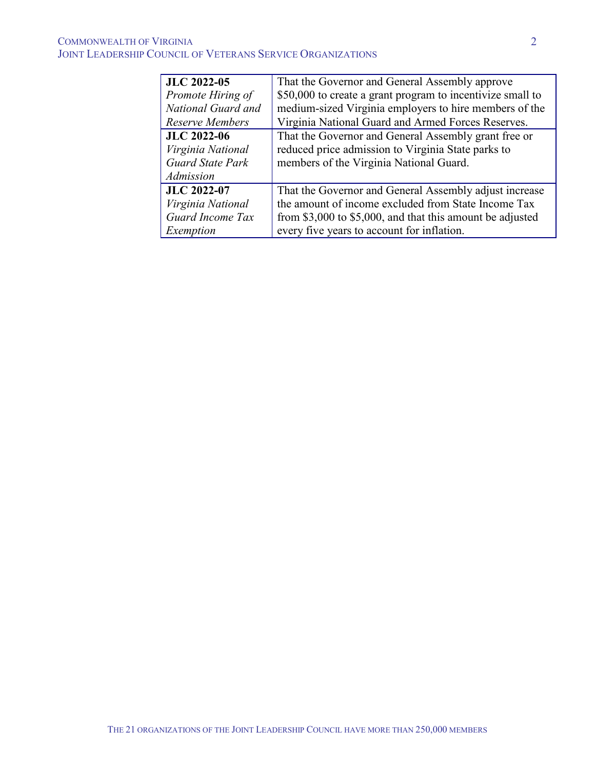| | |
|---|---|
| **JLC 2022-05** *Promote Hiring of National Guard and Reserve Members* | That the Governor and General Assembly approve $50,000 to create a grant program to incentivize small to medium-sized Virginia employers to hire members of the Virginia National Guard and Armed Forces Reserves. |
| **JLC 2022-06** *Virginia National Guard State Park Admission* | That the Governor and General Assembly grant free or reduced price admission to Virginia State parks to members of the Virginia National Guard. |
| **JLC 2022-07** *Virginia National Guard Income Tax Exemption* | That the Governor and General Assembly adjust increase the amount of income excluded from State Income Tax from $3,000 to $5,000, and that this amount be adjusted every five years to account for inflation. |